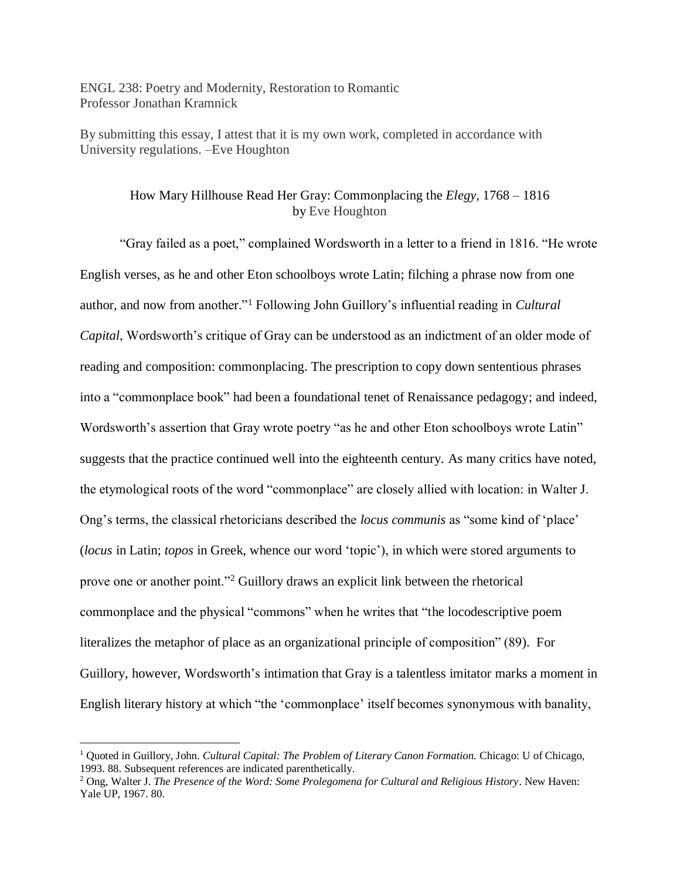ENGL 238: Poetry and Modernity, Restoration to Romantic
Professor Jonathan Kramnick

By submitting this essay, I attest that it is my own work, completed in accordance with University regulations. –Eve Houghton

## How Mary Hillhouse Read Her Gray: Commonplacing the *Elegy*, 1768 – 1816
by Eve Houghton

"Gray failed as a poet," complained Wordsworth in a letter to a friend in 1816. "He wrote English verses, as he and other Eton schoolboys wrote Latin; filching a phrase now from one author, and now from another."[1] Following John Guillory's influential reading in *Cultural Capital*, Wordsworth's critique of Gray can be understood as an indictment of an older mode of reading and composition: commonplacing. The prescription to copy down sententious phrases into a "commonplace book" had been a foundational tenet of Renaissance pedagogy; and indeed, Wordsworth's assertion that Gray wrote poetry "as he and other Eton schoolboys wrote Latin" suggests that the practice continued well into the eighteenth century. As many critics have noted, the etymological roots of the word "commonplace" are closely allied with location: in Walter J. Ong's terms, the classical rhetoricians described the *locus communis* as "some kind of 'place' (*locus* in Latin; *topos* in Greek, whence our word 'topic'), in which were stored arguments to prove one or another point."[2] Guillory draws an explicit link between the rhetorical commonplace and the physical "commons" when he writes that "the locodescriptive poem literalizes the metaphor of place as an organizational principle of composition" (89). For Guillory, however, Wordsworth's intimation that Gray is a talentless imitator marks a moment in English literary history at which "the 'commonplace' itself becomes synonymous with banality,

---

[1] Quoted in Guillory, John. *Cultural Capital: The Problem of Literary Canon Formation.* Chicago: U of Chicago, 1993. 88. Subsequent references are indicated parenthetically.

[2] Ong, Walter J. *The Presence of the Word: Some Prolegomena for Cultural and Religious History*. New Haven: Yale UP, 1967. 80.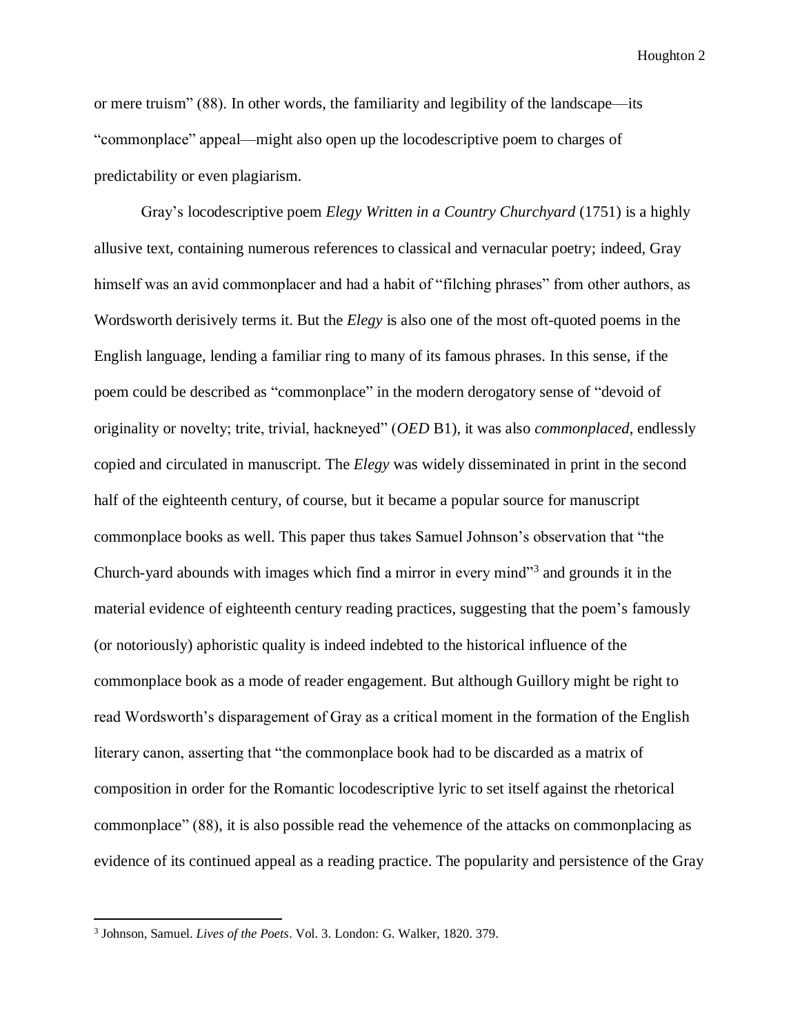or mere truism" (88). In other words, the familiarity and legibility of the landscape—its "commonplace" appeal—might also open up the locodescriptive poem to charges of predictability or even plagiarism.

Gray's locodescriptive poem *Elegy Written in a Country Churchyard* (1751) is a highly allusive text, containing numerous references to classical and vernacular poetry; indeed, Gray himself was an avid commonplacer and had a habit of "filching phrases" from other authors, as Wordsworth derisively terms it. But the *Elegy* is also one of the most oft-quoted poems in the English language, lending a familiar ring to many of its famous phrases. In this sense, if the poem could be described as "commonplace" in the modern derogatory sense of "devoid of originality or novelty; trite, trivial, hackneyed" (*OED* B1), it was also *commonplaced*, endlessly copied and circulated in manuscript. The *Elegy* was widely disseminated in print in the second half of the eighteenth century, of course, but it became a popular source for manuscript commonplace books as well. This paper thus takes Samuel Johnson's observation that "the Church-yard abounds with images which find a mirror in every mind"[3] and grounds it in the material evidence of eighteenth century reading practices, suggesting that the poem's famously (or notoriously) aphoristic quality is indeed indebted to the historical influence of the commonplace book as a mode of reader engagement. But although Guillory might be right to read Wordsworth's disparagement of Gray as a critical moment in the formation of the English literary canon, asserting that "the commonplace book had to be discarded as a matrix of composition in order for the Romantic locodescriptive lyric to set itself against the rhetorical commonplace" (88), it is also possible read the vehemence of the attacks on commonplacing as evidence of its continued appeal as a reading practice. The popularity and persistence of the Gray

[3] Johnson, Samuel. *Lives of the Poets*. Vol. 3. London: G. Walker, 1820. 379.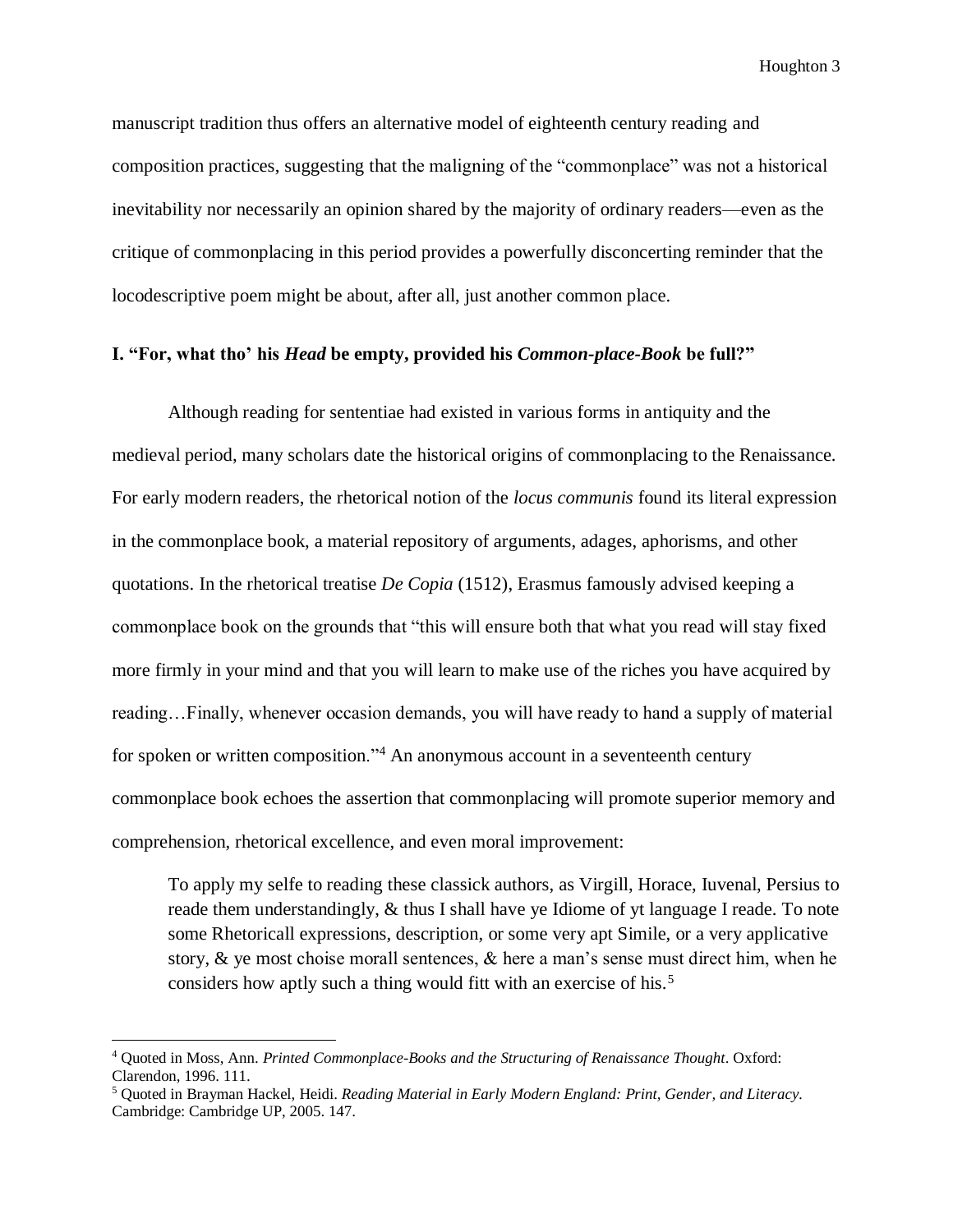manuscript tradition thus offers an alternative model of eighteenth century reading and composition practices, suggesting that the maligning of the "commonplace" was not a historical inevitability nor necessarily an opinion shared by the majority of ordinary readers—even as the critique of commonplacing in this period provides a powerfully disconcerting reminder that the locodescriptive poem might be about, after all, just another common place.

## I. "For, what tho' his *Head* be empty, provided his *Common-place-Book* be full?"

Although reading for sententiae had existed in various forms in antiquity and the medieval period, many scholars date the historical origins of commonplacing to the Renaissance. For early modern readers, the rhetorical notion of the *locus communis* found its literal expression in the commonplace book, a material repository of arguments, adages, aphorisms, and other quotations. In the rhetorical treatise *De Copia* (1512), Erasmus famously advised keeping a commonplace book on the grounds that "this will ensure both that what you read will stay fixed more firmly in your mind and that you will learn to make use of the riches you have acquired by reading…Finally, whenever occasion demands, you will have ready to hand a supply of material for spoken or written composition."[4] An anonymous account in a seventeenth century commonplace book echoes the assertion that commonplacing will promote superior memory and comprehension, rhetorical excellence, and even moral improvement:

> To apply my selfe to reading these classick authors, as Virgill, Horace, Iuvenal, Persius to reade them understandingly, & thus I shall have ye Idiome of yt language I reade. To note some Rhetoricall expressions, description, or some very apt Simile, or a very applicative story, & ye most choise morall sentences, & here a man's sense must direct him, when he considers how aptly such a thing would fitt with an exercise of his.[5]

---

[4] Quoted in Moss, Ann. *Printed Commonplace-Books and the Structuring of Renaissance Thought*. Oxford: Clarendon, 1996. 111.

[5] Quoted in Brayman Hackel, Heidi. *Reading Material in Early Modern England: Print, Gender, and Literacy*. Cambridge: Cambridge UP, 2005. 147.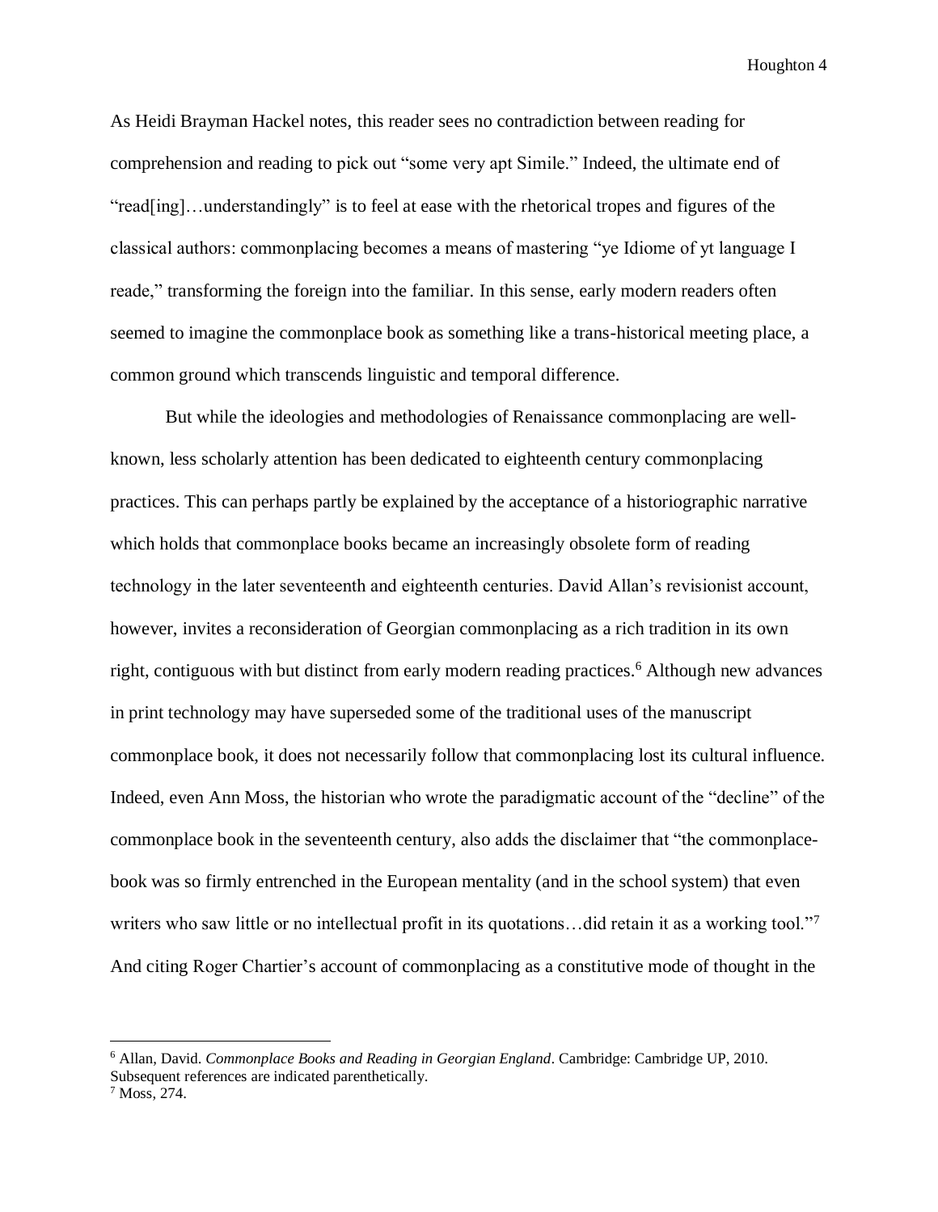As Heidi Brayman Hackel notes, this reader sees no contradiction between reading for comprehension and reading to pick out "some very apt Simile." Indeed, the ultimate end of "read[ing]…understandingly" is to feel at ease with the rhetorical tropes and figures of the classical authors: commonplacing becomes a means of mastering "ye Idiome of yt language I reade," transforming the foreign into the familiar. In this sense, early modern readers often seemed to imagine the commonplace book as something like a trans-historical meeting place, a common ground which transcends linguistic and temporal difference.

But while the ideologies and methodologies of Renaissance commonplacing are well-known, less scholarly attention has been dedicated to eighteenth century commonplacing practices. This can perhaps partly be explained by the acceptance of a historiographic narrative which holds that commonplace books became an increasingly obsolete form of reading technology in the later seventeenth and eighteenth centuries. David Allan's revisionist account, however, invites a reconsideration of Georgian commonplacing as a rich tradition in its own right, contiguous with but distinct from early modern reading practices.[6] Although new advances in print technology may have superseded some of the traditional uses of the manuscript commonplace book, it does not necessarily follow that commonplacing lost its cultural influence. Indeed, even Ann Moss, the historian who wrote the paradigmatic account of the "decline" of the commonplace book in the seventeenth century, also adds the disclaimer that "the commonplace-book was so firmly entrenched in the European mentality (and in the school system) that even writers who saw little or no intellectual profit in its quotations…did retain it as a working tool."[7] And citing Roger Chartier's account of commonplacing as a constitutive mode of thought in the

---

[6] Allan, David. *Commonplace Books and Reading in Georgian England*. Cambridge: Cambridge UP, 2010. Subsequent references are indicated parenthetically.

[7] Moss, 274.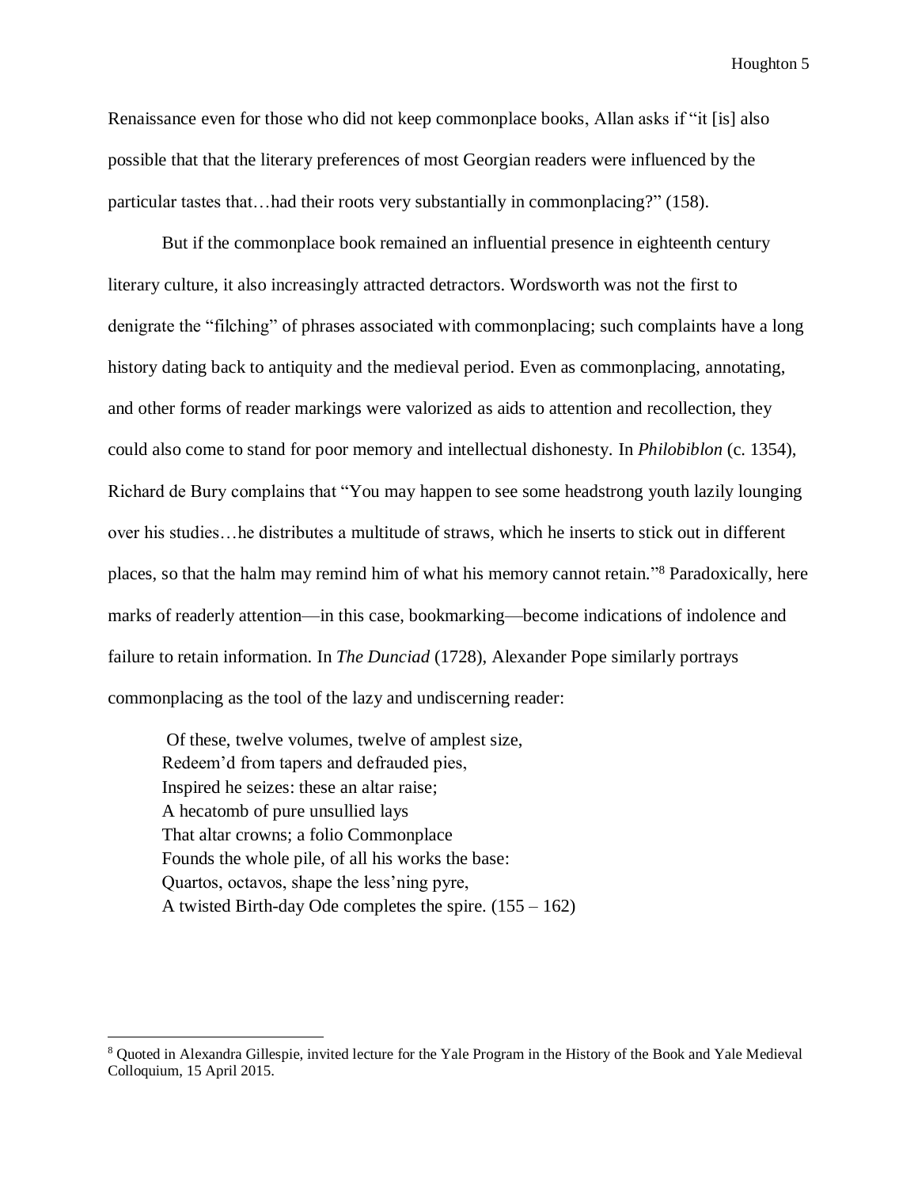Renaissance even for those who did not keep commonplace books, Allan asks if "it [is] also possible that that the literary preferences of most Georgian readers were influenced by the particular tastes that…had their roots very substantially in commonplacing?" (158).

But if the commonplace book remained an influential presence in eighteenth century literary culture, it also increasingly attracted detractors. Wordsworth was not the first to denigrate the "filching" of phrases associated with commonplacing; such complaints have a long history dating back to antiquity and the medieval period. Even as commonplacing, annotating, and other forms of reader markings were valorized as aids to attention and recollection, they could also come to stand for poor memory and intellectual dishonesty. In *Philobiblon* (c. 1354), Richard de Bury complains that "You may happen to see some headstrong youth lazily lounging over his studies…he distributes a multitude of straws, which he inserts to stick out in different places, so that the halm may remind him of what his memory cannot retain."[8] Paradoxically, here marks of readerly attention—in this case, bookmarking—become indications of indolence and failure to retain information. In *The Dunciad* (1728), Alexander Pope similarly portrays commonplacing as the tool of the lazy and undiscerning reader:

> Of these, twelve volumes, twelve of amplest size,
> Redeem'd from tapers and defrauded pies,
> Inspired he seizes: these an altar raise;
> A hecatomb of pure unsullied lays
> That altar crowns; a folio Commonplace
> Founds the whole pile, of all his works the base:
> Quartos, octavos, shape the less'ning pyre,
> A twisted Birth-day Ode completes the spire. (155 – 162)

---

[8] Quoted in Alexandra Gillespie, invited lecture for the Yale Program in the History of the Book and Yale Medieval Colloquium, 15 April 2015.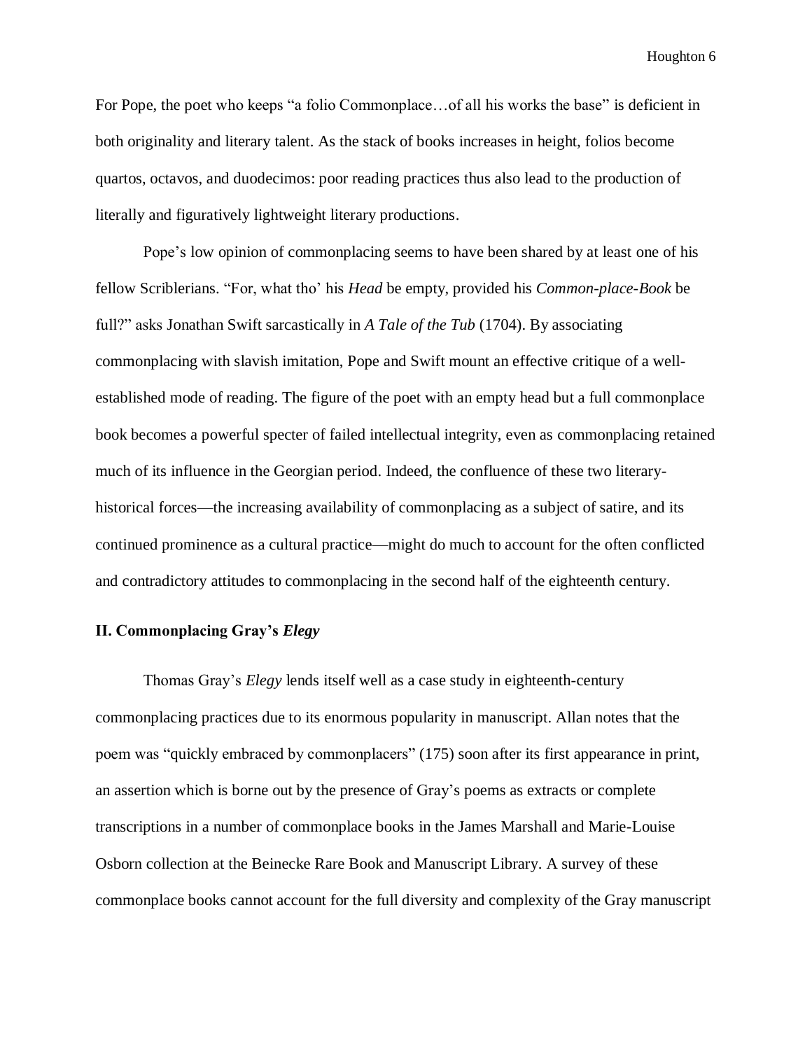For Pope, the poet who keeps "a folio Commonplace…of all his works the base" is deficient in both originality and literary talent. As the stack of books increases in height, folios become quartos, octavos, and duodecimos: poor reading practices thus also lead to the production of literally and figuratively lightweight literary productions.

Pope's low opinion of commonplacing seems to have been shared by at least one of his fellow Scriblerians. "For, what tho' his *Head* be empty, provided his *Common-place-Book* be full?" asks Jonathan Swift sarcastically in *A Tale of the Tub* (1704). By associating commonplacing with slavish imitation, Pope and Swift mount an effective critique of a well-established mode of reading. The figure of the poet with an empty head but a full commonplace book becomes a powerful specter of failed intellectual integrity, even as commonplacing retained much of its influence in the Georgian period. Indeed, the confluence of these two literary-historical forces—the increasing availability of commonplacing as a subject of satire, and its continued prominence as a cultural practice—might do much to account for the often conflicted and contradictory attitudes to commonplacing in the second half of the eighteenth century.

## II. Commonplacing Gray's *Elegy*

Thomas Gray's *Elegy* lends itself well as a case study in eighteenth-century commonplacing practices due to its enormous popularity in manuscript. Allan notes that the poem was "quickly embraced by commonplacers" (175) soon after its first appearance in print, an assertion which is borne out by the presence of Gray's poems as extracts or complete transcriptions in a number of commonplace books in the James Marshall and Marie-Louise Osborn collection at the Beinecke Rare Book and Manuscript Library. A survey of these commonplace books cannot account for the full diversity and complexity of the Gray manuscript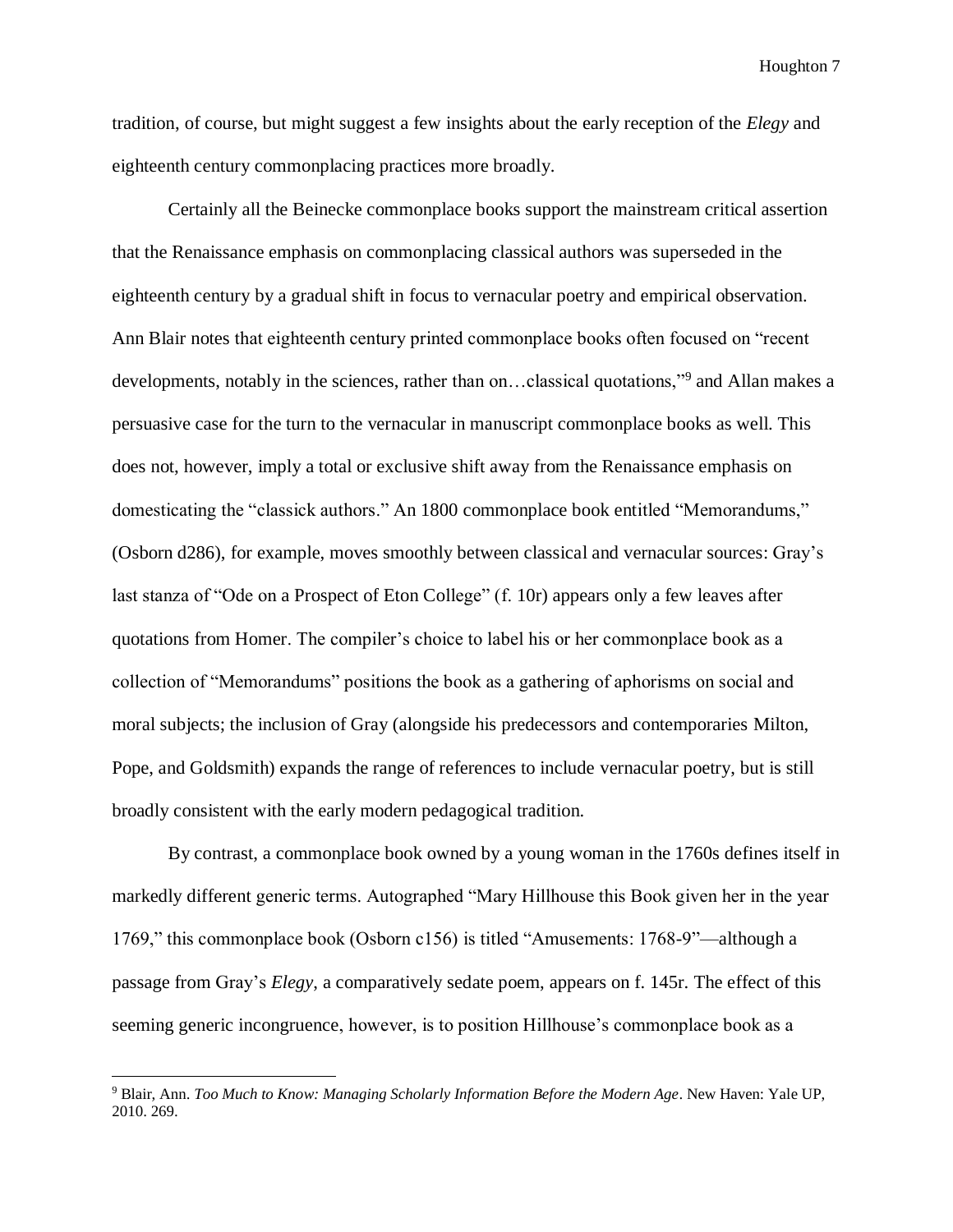tradition, of course, but might suggest a few insights about the early reception of the *Elegy* and eighteenth century commonplacing practices more broadly.

Certainly all the Beinecke commonplace books support the mainstream critical assertion that the Renaissance emphasis on commonplacing classical authors was superseded in the eighteenth century by a gradual shift in focus to vernacular poetry and empirical observation. Ann Blair notes that eighteenth century printed commonplace books often focused on "recent developments, notably in the sciences, rather than on…classical quotations,"[9] and Allan makes a persuasive case for the turn to the vernacular in manuscript commonplace books as well. This does not, however, imply a total or exclusive shift away from the Renaissance emphasis on domesticating the "classick authors." An 1800 commonplace book entitled "Memorandums," (Osborn d286), for example, moves smoothly between classical and vernacular sources: Gray's last stanza of "Ode on a Prospect of Eton College" (f. 10r) appears only a few leaves after quotations from Homer. The compiler's choice to label his or her commonplace book as a collection of "Memorandums" positions the book as a gathering of aphorisms on social and moral subjects; the inclusion of Gray (alongside his predecessors and contemporaries Milton, Pope, and Goldsmith) expands the range of references to include vernacular poetry, but is still broadly consistent with the early modern pedagogical tradition.

By contrast, a commonplace book owned by a young woman in the 1760s defines itself in markedly different generic terms. Autographed "Mary Hillhouse this Book given her in the year 1769," this commonplace book (Osborn c156) is titled "Amusements: 1768-9"—although a passage from Gray's *Elegy*, a comparatively sedate poem, appears on f. 145r. The effect of this seeming generic incongruence, however, is to position Hillhouse's commonplace book as a

---

[9] Blair, Ann. *Too Much to Know: Managing Scholarly Information Before the Modern Age*. New Haven: Yale UP, 2010. 269.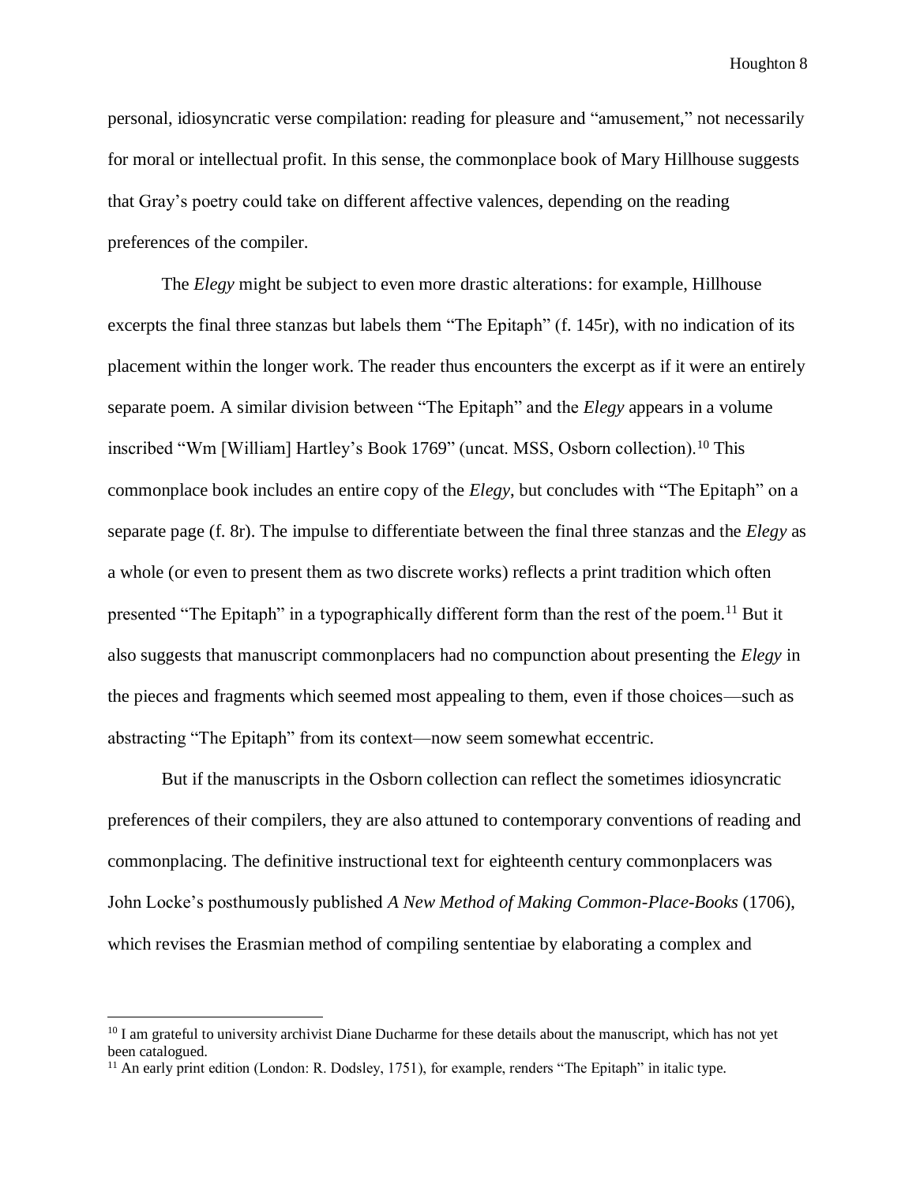personal, idiosyncratic verse compilation: reading for pleasure and "amusement," not necessarily for moral or intellectual profit. In this sense, the commonplace book of Mary Hillhouse suggests that Gray's poetry could take on different affective valences, depending on the reading preferences of the compiler.

The *Elegy* might be subject to even more drastic alterations: for example, Hillhouse excerpts the final three stanzas but labels them "The Epitaph" (f. 145r), with no indication of its placement within the longer work. The reader thus encounters the excerpt as if it were an entirely separate poem. A similar division between "The Epitaph" and the *Elegy* appears in a volume inscribed "Wm [William] Hartley's Book 1769" (uncat. MSS, Osborn collection).[10] This commonplace book includes an entire copy of the *Elegy*, but concludes with "The Epitaph" on a separate page (f. 8r). The impulse to differentiate between the final three stanzas and the *Elegy* as a whole (or even to present them as two discrete works) reflects a print tradition which often presented "The Epitaph" in a typographically different form than the rest of the poem.[11] But it also suggests that manuscript commonplacers had no compunction about presenting the *Elegy* in the pieces and fragments which seemed most appealing to them, even if those choices—such as abstracting "The Epitaph" from its context—now seem somewhat eccentric.

But if the manuscripts in the Osborn collection can reflect the sometimes idiosyncratic preferences of their compilers, they are also attuned to contemporary conventions of reading and commonplacing. The definitive instructional text for eighteenth century commonplacers was John Locke's posthumously published *A New Method of Making Common-Place-Books* (1706), which revises the Erasmian method of compiling sententiae by elaborating a complex and

[10] I am grateful to university archivist Diane Ducharme for these details about the manuscript, which has not yet been catalogued.

[11] An early print edition (London: R. Dodsley, 1751), for example, renders "The Epitaph" in italic type.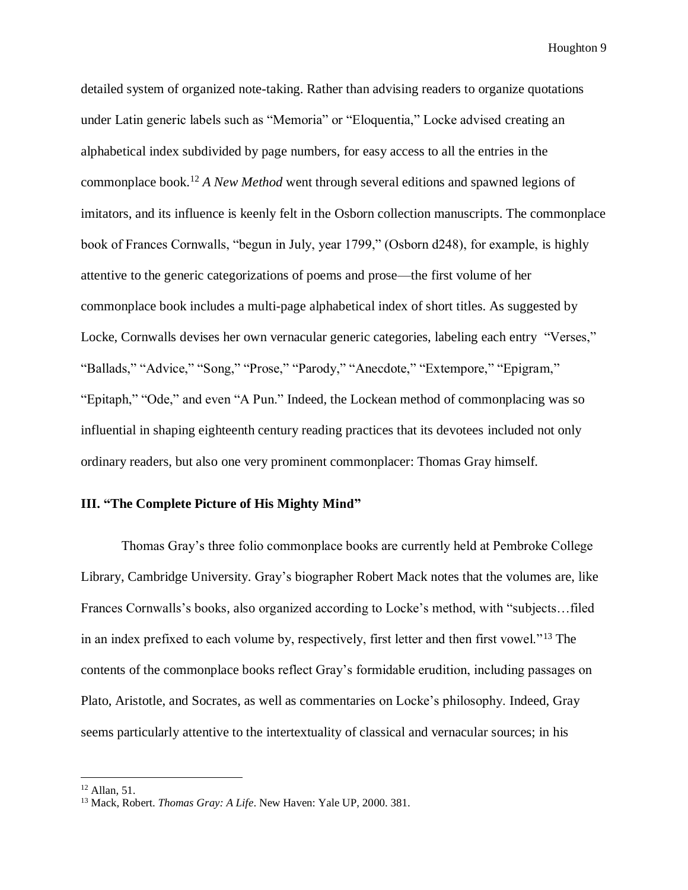detailed system of organized note-taking. Rather than advising readers to organize quotations under Latin generic labels such as "Memoria" or "Eloquentia," Locke advised creating an alphabetical index subdivided by page numbers, for easy access to all the entries in the commonplace book.[12] *A New Method* went through several editions and spawned legions of imitators, and its influence is keenly felt in the Osborn collection manuscripts. The commonplace book of Frances Cornwalls, "begun in July, year 1799," (Osborn d248), for example, is highly attentive to the generic categorizations of poems and prose—the first volume of her commonplace book includes a multi-page alphabetical index of short titles. As suggested by Locke, Cornwalls devises her own vernacular generic categories, labeling each entry "Verses," "Ballads," "Advice," "Song," "Prose," "Parody," "Anecdote," "Extempore," "Epigram," "Epitaph," "Ode," and even "A Pun." Indeed, the Lockean method of commonplacing was so influential in shaping eighteenth century reading practices that its devotees included not only ordinary readers, but also one very prominent commonplacer: Thomas Gray himself.

### III. "The Complete Picture of His Mighty Mind"

Thomas Gray's three folio commonplace books are currently held at Pembroke College Library, Cambridge University. Gray's biographer Robert Mack notes that the volumes are, like Frances Cornwalls's books, also organized according to Locke's method, with "subjects…filed in an index prefixed to each volume by, respectively, first letter and then first vowel."[13] The contents of the commonplace books reflect Gray's formidable erudition, including passages on Plato, Aristotle, and Socrates, as well as commentaries on Locke's philosophy. Indeed, Gray seems particularly attentive to the intertextuality of classical and vernacular sources; in his

[12] Allan, 51.

[13] Mack, Robert. *Thomas Gray: A Life*. New Haven: Yale UP, 2000. 381.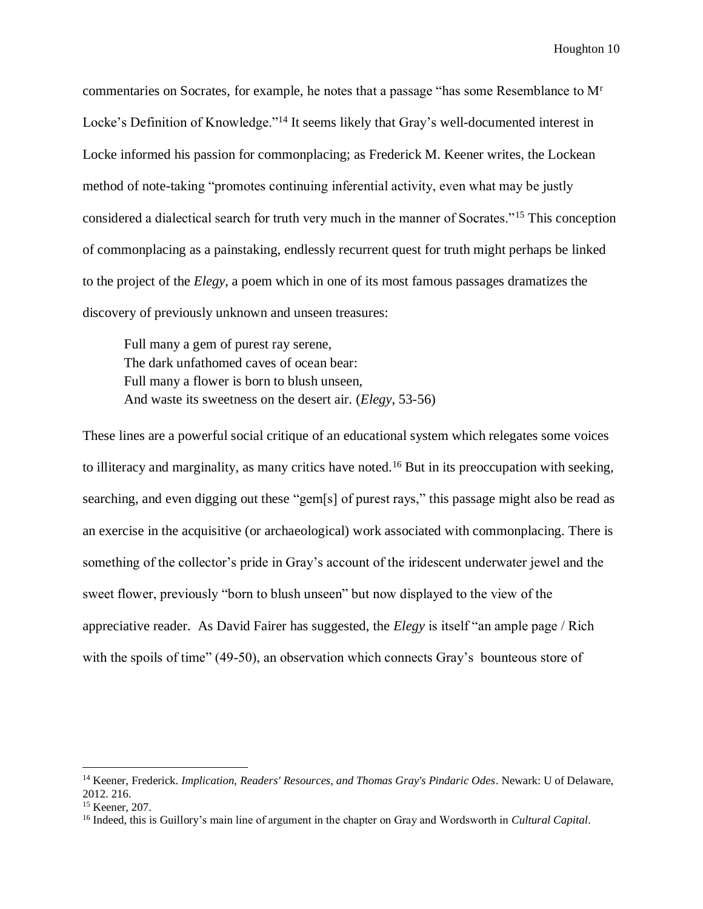commentaries on Socrates, for example, he notes that a passage "has some Resemblance to M$^{r}$ Locke's Definition of Knowledge."[14] It seems likely that Gray's well-documented interest in Locke informed his passion for commonplacing; as Frederick M. Keener writes, the Lockean method of note-taking "promotes continuing inferential activity, even what may be justly considered a dialectical search for truth very much in the manner of Socrates."[15] This conception of commonplacing as a painstaking, endlessly recurrent quest for truth might perhaps be linked to the project of the *Elegy*, a poem which in one of its most famous passages dramatizes the discovery of previously unknown and unseen treasures:

> Full many a gem of purest ray serene,
> The dark unfathomed caves of ocean bear:
> Full many a flower is born to blush unseen,
> And waste its sweetness on the desert air. (*Elegy*, 53-56)

These lines are a powerful social critique of an educational system which relegates some voices to illiteracy and marginality, as many critics have noted.[16] But in its preoccupation with seeking, searching, and even digging out these "gem[s] of purest rays," this passage might also be read as an exercise in the acquisitive (or archaeological) work associated with commonplacing. There is something of the collector's pride in Gray's account of the iridescent underwater jewel and the sweet flower, previously "born to blush unseen" but now displayed to the view of the appreciative reader. As David Fairer has suggested, the *Elegy* is itself "an ample page / Rich with the spoils of time" (49-50), an observation which connects Gray's bounteous store of

---

[14] Keener, Frederick. *Implication, Readers' Resources, and Thomas Gray's Pindaric Odes*. Newark: U of Delaware, 2012. 216.

[15] Keener, 207.

[16] Indeed, this is Guillory's main line of argument in the chapter on Gray and Wordsworth in *Cultural Capital*.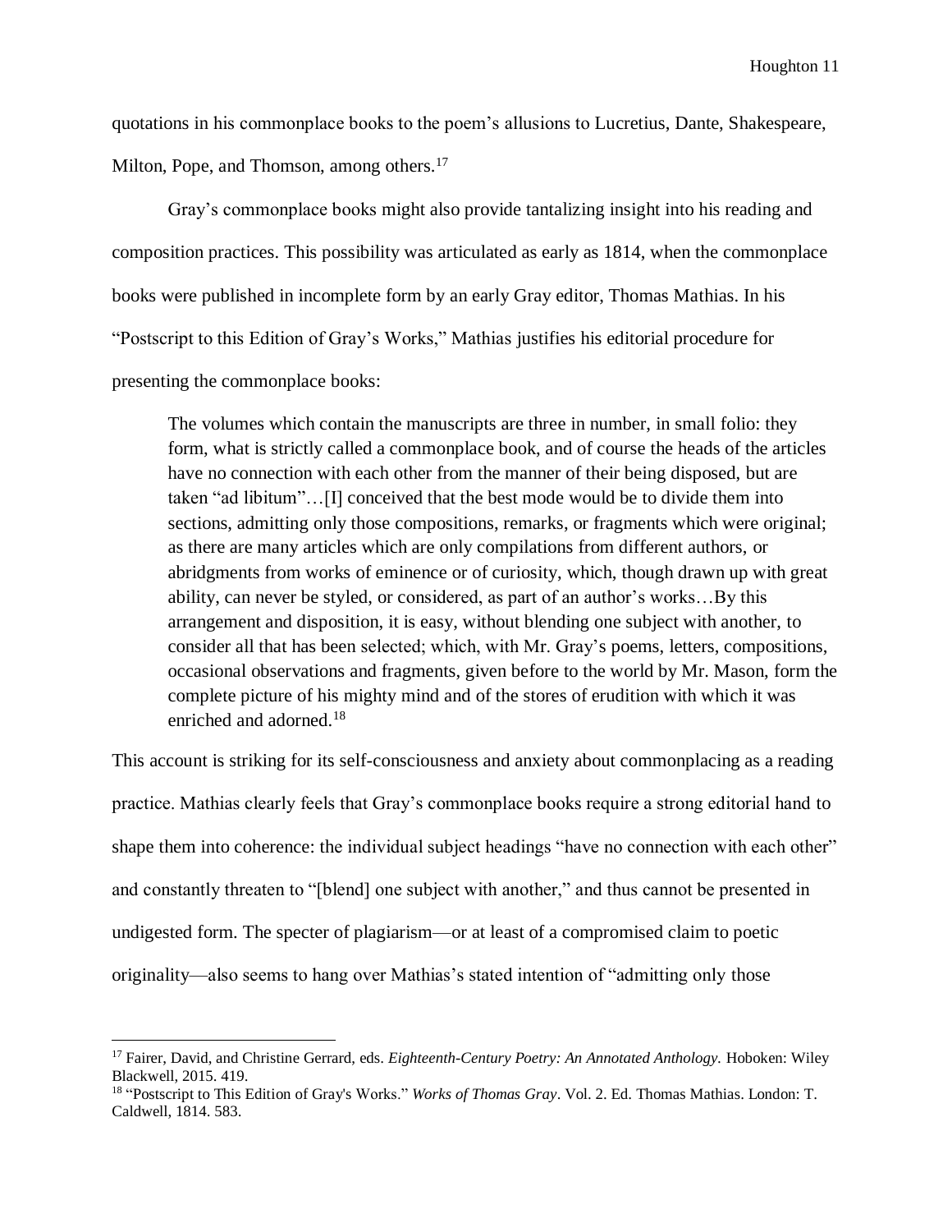quotations in his commonplace books to the poem's allusions to Lucretius, Dante, Shakespeare, Milton, Pope, and Thomson, among others.[17]

Gray's commonplace books might also provide tantalizing insight into his reading and composition practices. This possibility was articulated as early as 1814, when the commonplace books were published in incomplete form by an early Gray editor, Thomas Mathias. In his "Postscript to this Edition of Gray's Works," Mathias justifies his editorial procedure for presenting the commonplace books:

> The volumes which contain the manuscripts are three in number, in small folio: they form, what is strictly called a commonplace book, and of course the heads of the articles have no connection with each other from the manner of their being disposed, but are taken "ad libitum"…[I] conceived that the best mode would be to divide them into sections, admitting only those compositions, remarks, or fragments which were original; as there are many articles which are only compilations from different authors, or abridgments from works of eminence or of curiosity, which, though drawn up with great ability, can never be styled, or considered, as part of an author's works…By this arrangement and disposition, it is easy, without blending one subject with another, to consider all that has been selected; which, with Mr. Gray's poems, letters, compositions, occasional observations and fragments, given before to the world by Mr. Mason, form the complete picture of his mighty mind and of the stores of erudition with which it was enriched and adorned.[18]

This account is striking for its self-consciousness and anxiety about commonplacing as a reading practice. Mathias clearly feels that Gray's commonplace books require a strong editorial hand to shape them into coherence: the individual subject headings "have no connection with each other" and constantly threaten to "[blend] one subject with another," and thus cannot be presented in undigested form. The specter of plagiarism—or at least of a compromised claim to poetic originality—also seems to hang over Mathias's stated intention of "admitting only those

---

[17] Fairer, David, and Christine Gerrard, eds. *Eighteenth-Century Poetry: An Annotated Anthology.* Hoboken: Wiley Blackwell, 2015. 419.

[18] "Postscript to This Edition of Gray's Works." *Works of Thomas Gray*. Vol. 2. Ed. Thomas Mathias. London: T. Caldwell, 1814. 583.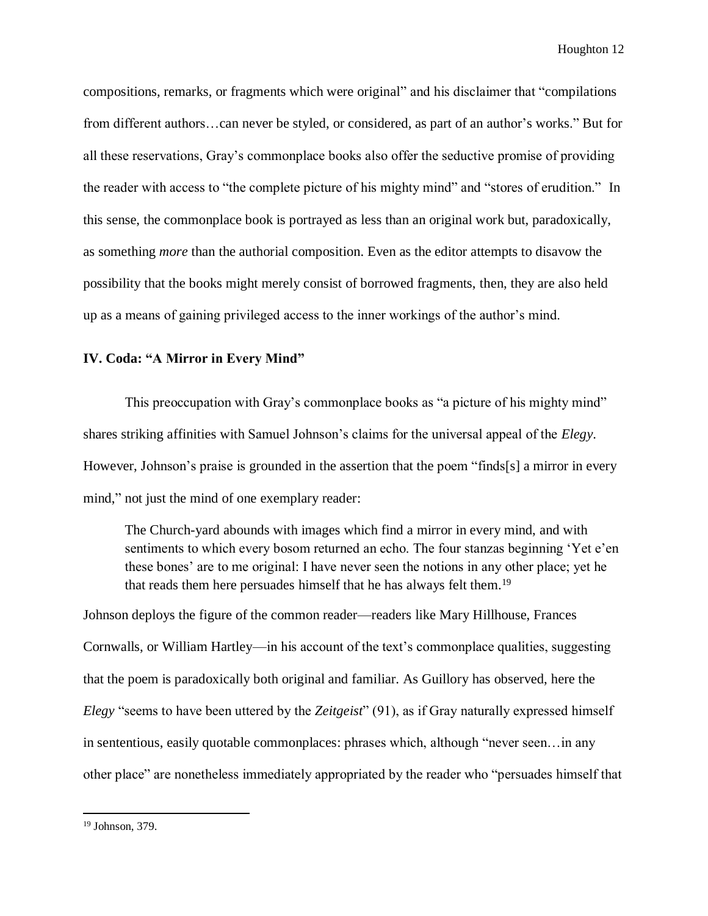compositions, remarks, or fragments which were original" and his disclaimer that "compilations from different authors…can never be styled, or considered, as part of an author's works." But for all these reservations, Gray's commonplace books also offer the seductive promise of providing the reader with access to "the complete picture of his mighty mind" and "stores of erudition." In this sense, the commonplace book is portrayed as less than an original work but, paradoxically, as something *more* than the authorial composition. Even as the editor attempts to disavow the possibility that the books might merely consist of borrowed fragments, then, they are also held up as a means of gaining privileged access to the inner workings of the author's mind.

### IV. Coda: "A Mirror in Every Mind"

This preoccupation with Gray's commonplace books as "a picture of his mighty mind" shares striking affinities with Samuel Johnson's claims for the universal appeal of the *Elegy*. However, Johnson's praise is grounded in the assertion that the poem "finds[s] a mirror in every mind," not just the mind of one exemplary reader:

> The Church-yard abounds with images which find a mirror in every mind, and with sentiments to which every bosom returned an echo. The four stanzas beginning 'Yet e'en these bones' are to me original: I have never seen the notions in any other place; yet he that reads them here persuades himself that he has always felt them.[19]

Johnson deploys the figure of the common reader—readers like Mary Hillhouse, Frances Cornwalls, or William Hartley—in his account of the text's commonplace qualities, suggesting that the poem is paradoxically both original and familiar. As Guillory has observed, here the *Elegy* "seems to have been uttered by the *Zeitgeist*" (91), as if Gray naturally expressed himself in sententious, easily quotable commonplaces: phrases which, although "never seen…in any other place" are nonetheless immediately appropriated by the reader who "persuades himself that

[19] Johnson, 379.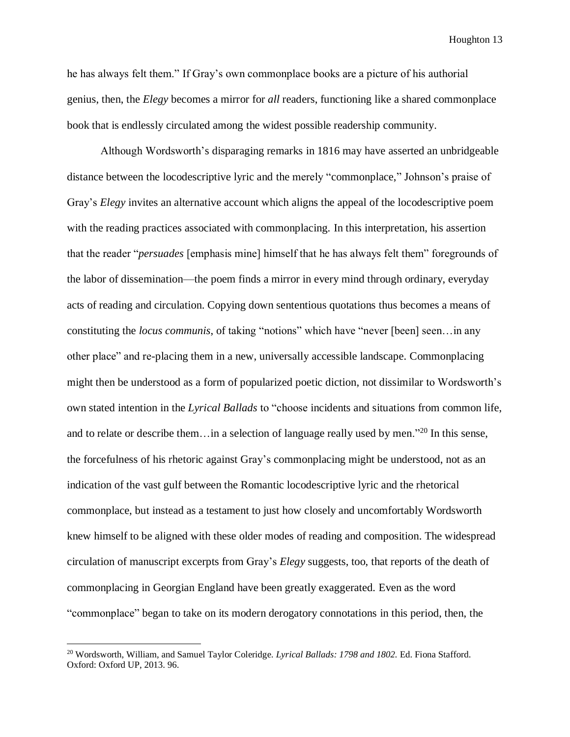he has always felt them." If Gray's own commonplace books are a picture of his authorial genius, then, the *Elegy* becomes a mirror for *all* readers, functioning like a shared commonplace book that is endlessly circulated among the widest possible readership community.

Although Wordsworth's disparaging remarks in 1816 may have asserted an unbridgeable distance between the locodescriptive lyric and the merely "commonplace," Johnson's praise of Gray's *Elegy* invites an alternative account which aligns the appeal of the locodescriptive poem with the reading practices associated with commonplacing. In this interpretation, his assertion that the reader "*persuades* [emphasis mine] himself that he has always felt them" foregrounds of the labor of dissemination—the poem finds a mirror in every mind through ordinary, everyday acts of reading and circulation. Copying down sententious quotations thus becomes a means of constituting the *locus communis*, of taking "notions" which have "never [been] seen…in any other place" and re-placing them in a new, universally accessible landscape. Commonplacing might then be understood as a form of popularized poetic diction, not dissimilar to Wordsworth's own stated intention in the *Lyrical Ballads* to "choose incidents and situations from common life, and to relate or describe them…in a selection of language really used by men."[20] In this sense, the forcefulness of his rhetoric against Gray's commonplacing might be understood, not as an indication of the vast gulf between the Romantic locodescriptive lyric and the rhetorical commonplace, but instead as a testament to just how closely and uncomfortably Wordsworth knew himself to be aligned with these older modes of reading and composition. The widespread circulation of manuscript excerpts from Gray's *Elegy* suggests, too, that reports of the death of commonplacing in Georgian England have been greatly exaggerated. Even as the word "commonplace" began to take on its modern derogatory connotations in this period, then, the

---

[20] Wordsworth, William, and Samuel Taylor Coleridge. *Lyrical Ballads: 1798 and 1802.* Ed. Fiona Stafford. Oxford: Oxford UP, 2013. 96.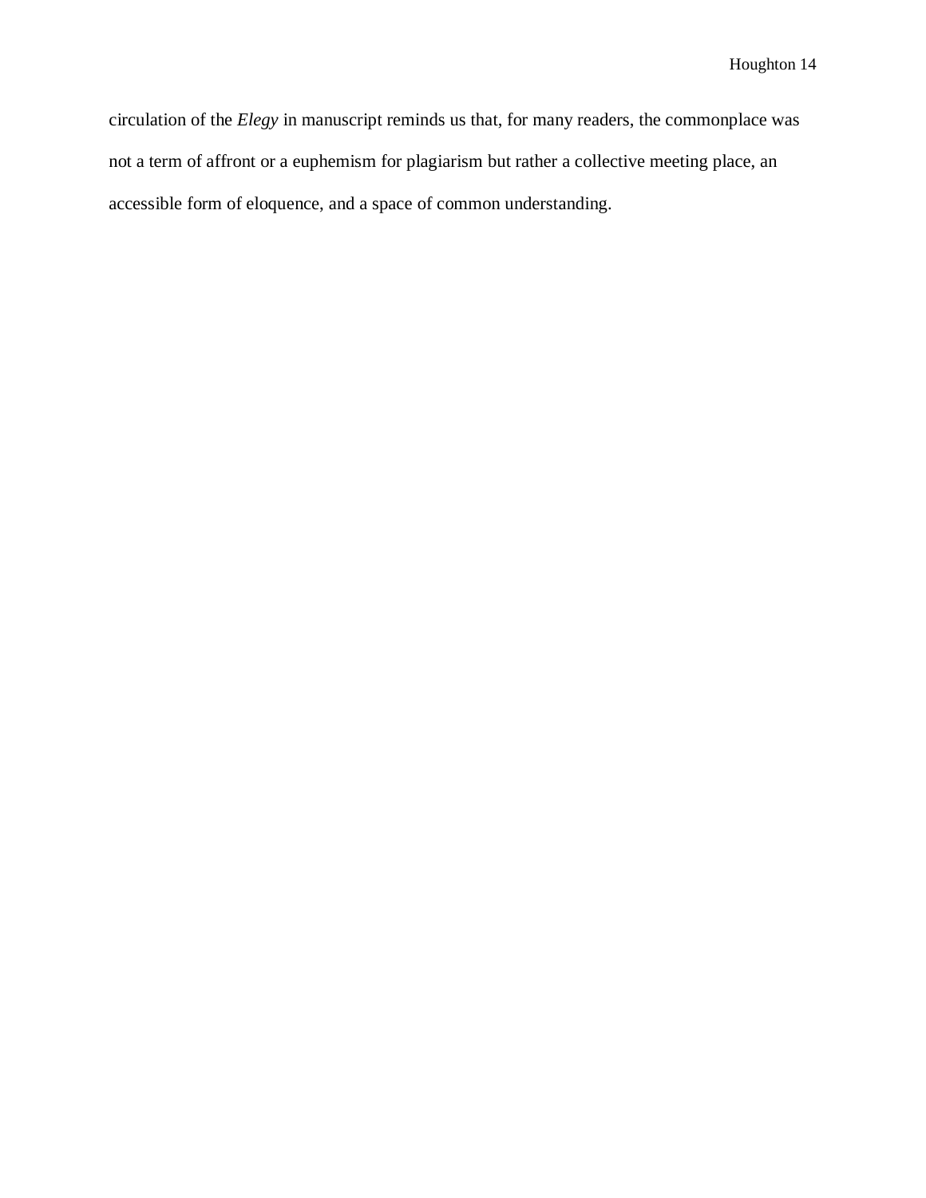circulation of the *Elegy* in manuscript reminds us that, for many readers, the commonplace was not a term of affront or a euphemism for plagiarism but rather a collective meeting place, an accessible form of eloquence, and a space of common understanding.